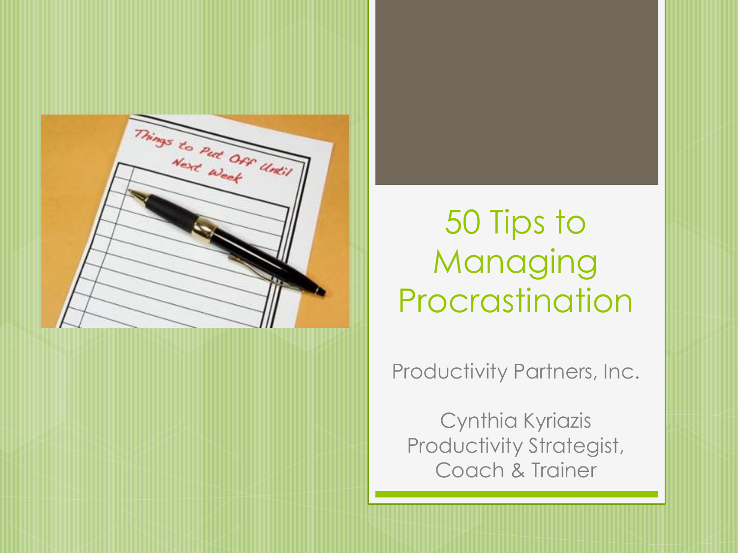# 50 Tips to Managing Procrastination

Productivity Partners, Inc.

Cynthia Kyriazis
Productivity Strategist, Coach & Trainer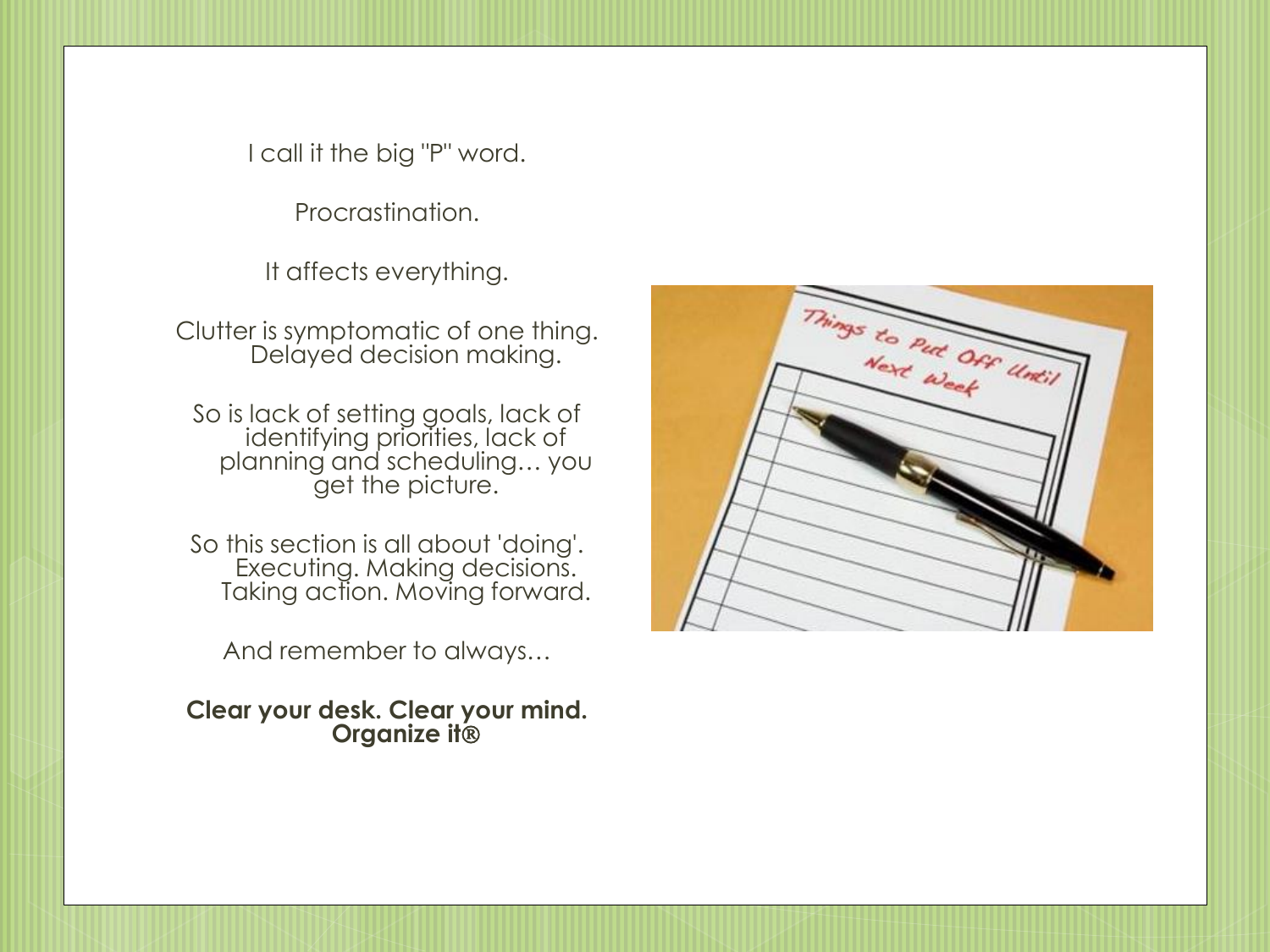I call it the big "P" word.

Procrastination.

It affects everything.

Clutter is symptomatic of one thing. Delayed decision making.

So is lack of setting goals, lack of identifying priorities, lack of planning and scheduling… you get the picture.

So this section is all about 'doing'. Executing. Making decisions. Taking action. Moving forward.

And remember to always…

**Clear your desk. Clear your mind. Organize it®**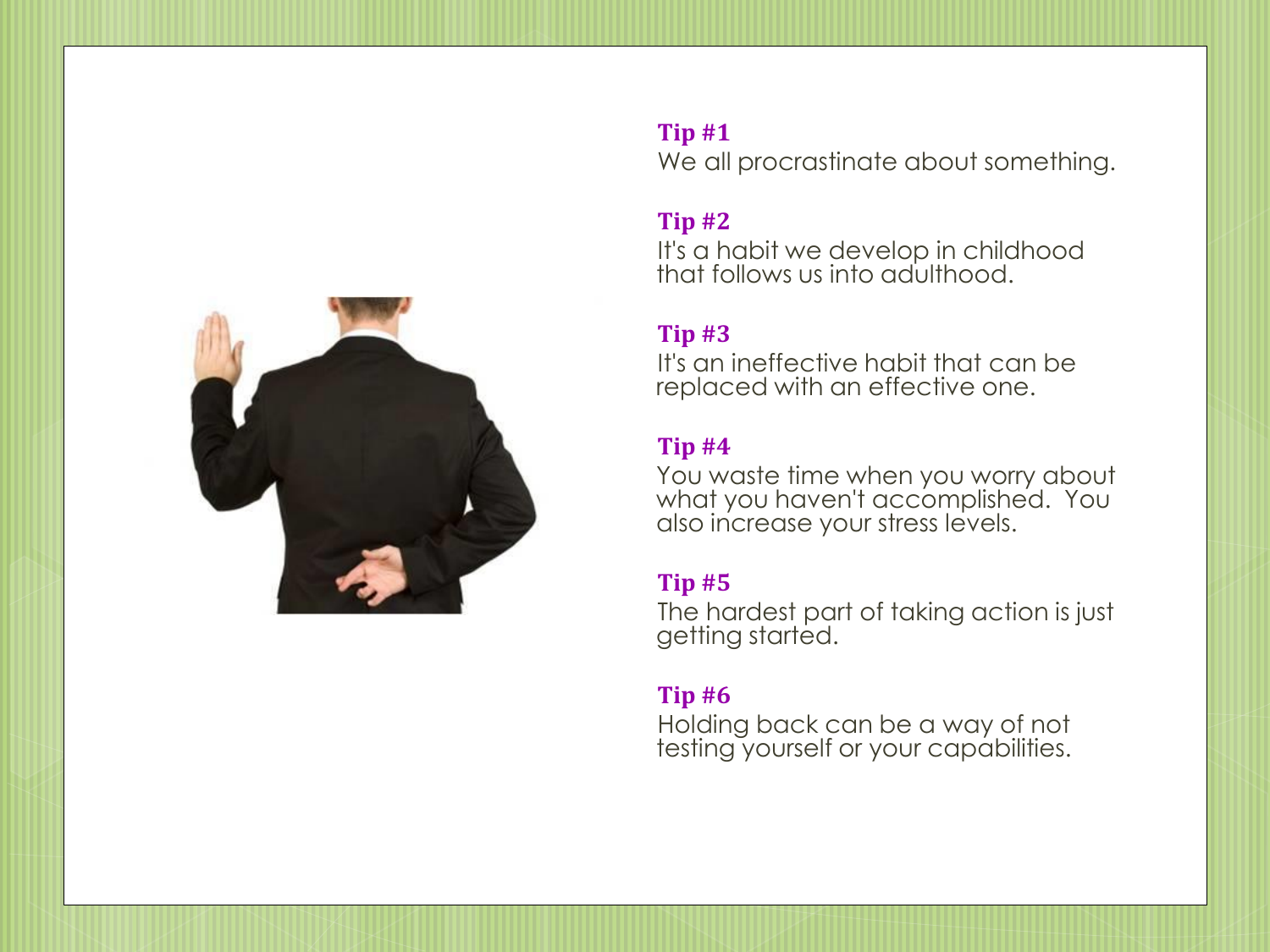**Tip #1**
We all procrastinate about something.

**Tip #2**
It's a habit we develop in childhood that follows us into adulthood.

**Tip #3**
It's an ineffective habit that can be replaced with an effective one.

**Tip #4**
You waste time when you worry about what you haven't accomplished. You also increase your stress levels.

**Tip #5**
The hardest part of taking action is just getting started.

**Tip #6**
Holding back can be a way of not testing yourself or your capabilities.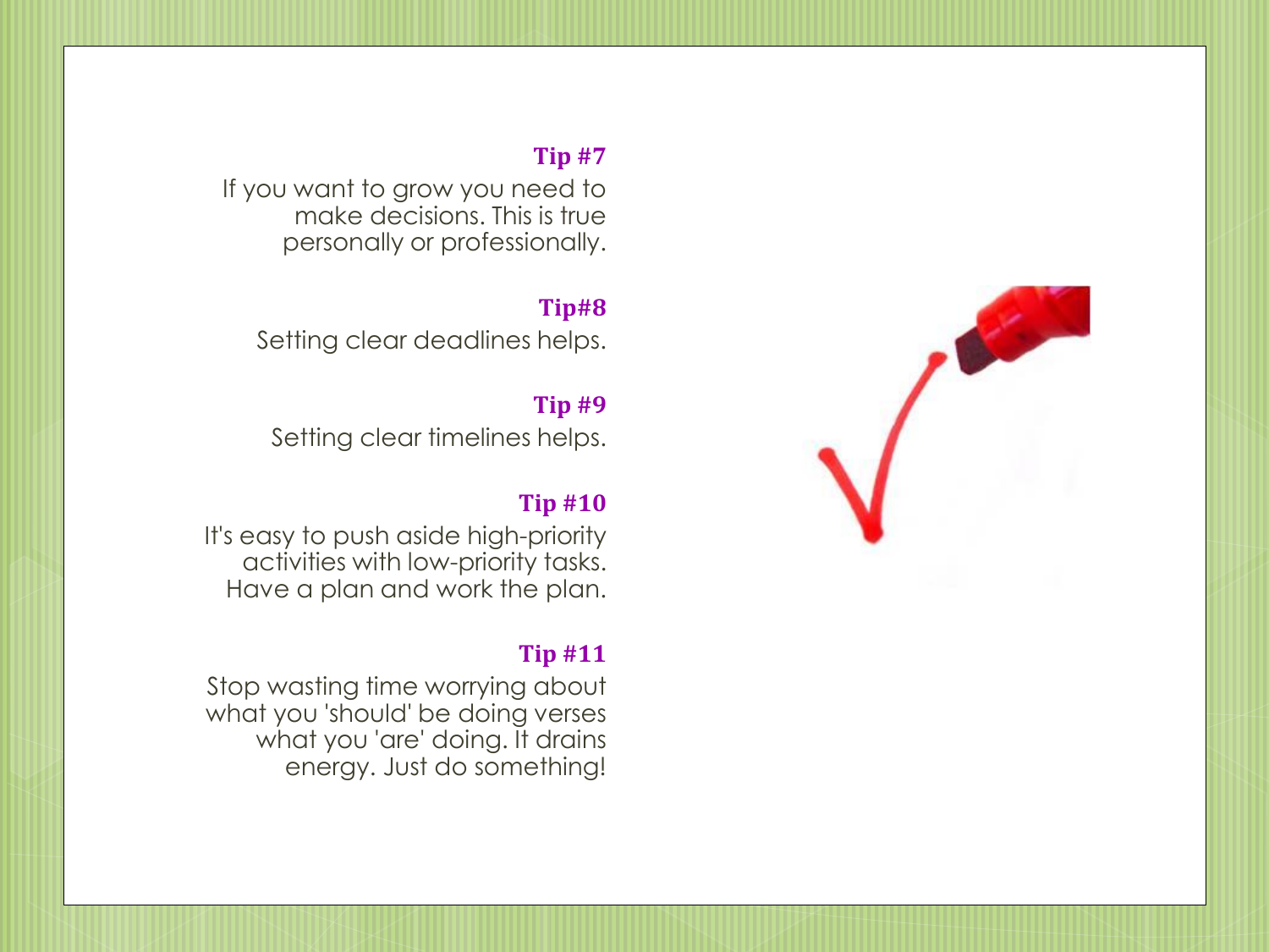### Tip #7

If you want to grow you need to make decisions. This is true personally or professionally.

### Tip#8

Setting clear deadlines helps.

### Tip #9

Setting clear timelines helps.

### Tip #10

It's easy to push aside high-priority activities with low-priority tasks. Have a plan and work the plan.

### Tip #11

Stop wasting time worrying about what you 'should' be doing verses what you 'are' doing. It drains energy. Just do something!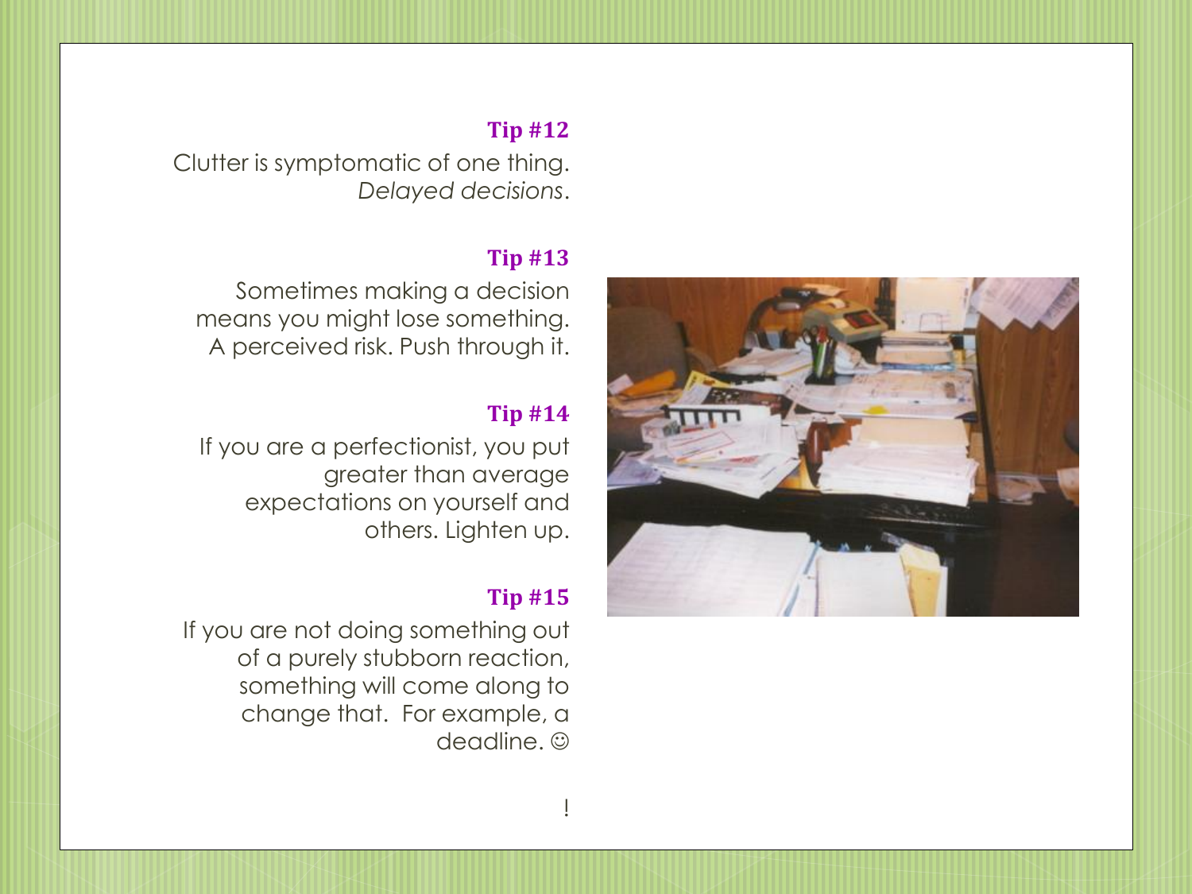**Tip #12**

Clutter is symptomatic of one thing. *Delayed decisions*.

**Tip #13**

Sometimes making a decision means you might lose something. A perceived risk. Push through it.

**Tip #14**

If you are a perfectionist, you put greater than average expectations on yourself and others. Lighten up.

**Tip #15**

If you are not doing something out of a purely stubborn reaction, something will come along to change that. For example, a deadline. ☺

!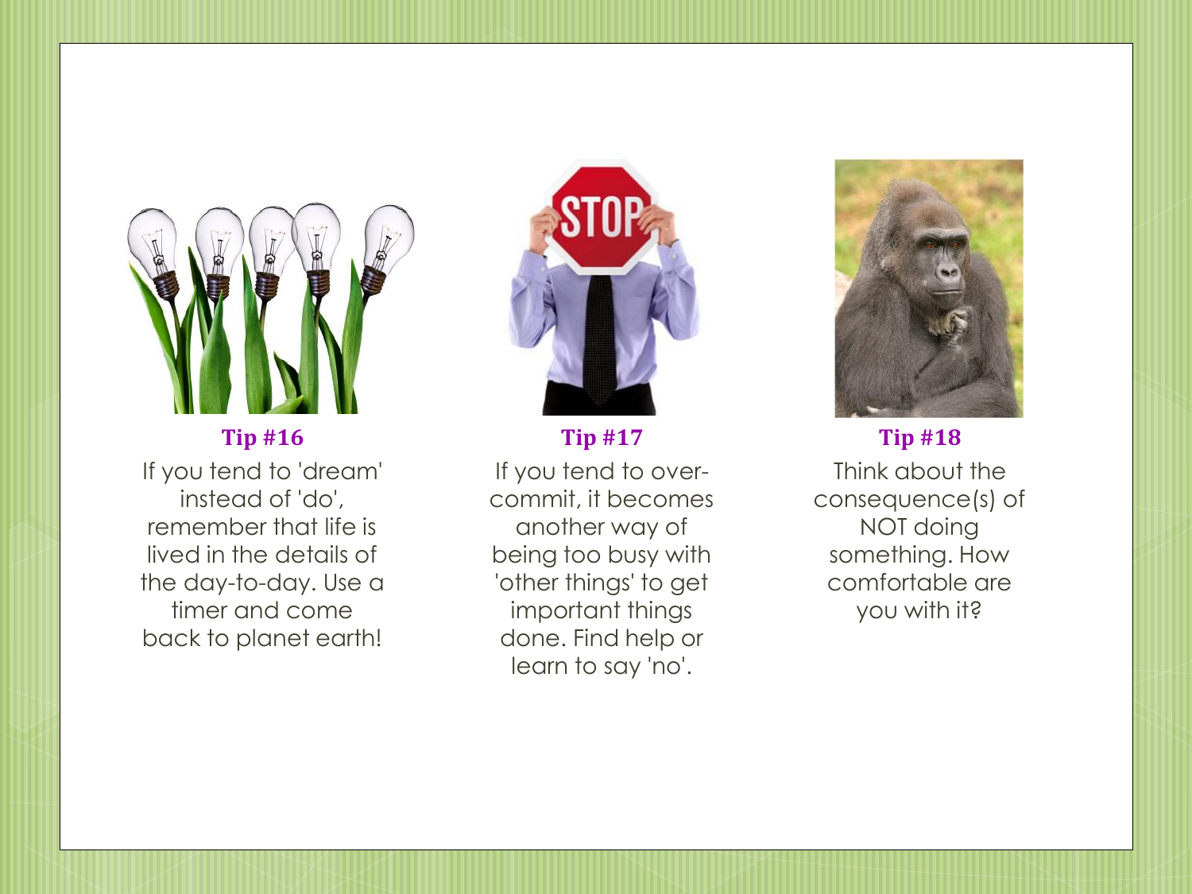**Tip #16**

If you tend to 'dream' instead of 'do', remember that life is lived in the details of the day-to-day. Use a timer and come back to planet earth!

**Tip #17**

If you tend to over-commit, it becomes another way of being too busy with 'other things' to get important things done. Find help or learn to say 'no'.

**Tip #18**

Think about the consequence(s) of NOT doing something. How comfortable are you with it?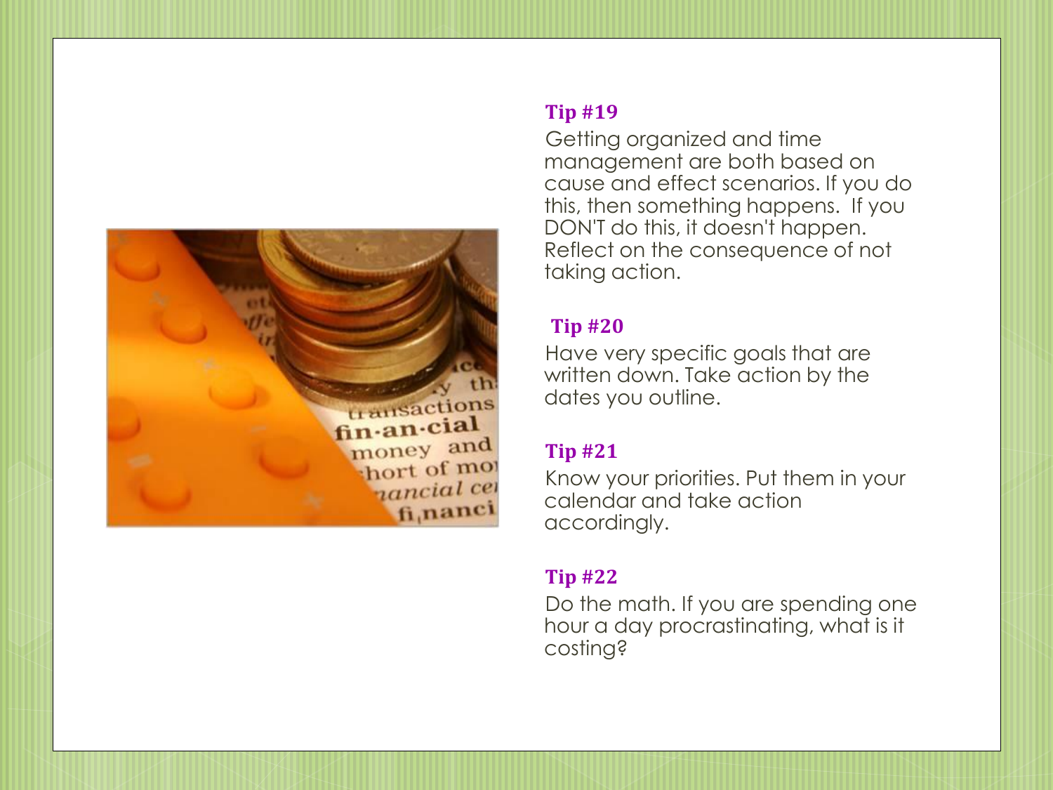**Tip #19**

Getting organized and time management are both based on cause and effect scenarios. If you do this, then something happens. If you DON'T do this, it doesn't happen. Reflect on the consequence of not taking action.

**Tip #20**

Have very specific goals that are written down. Take action by the dates you outline.

**Tip #21**

Know your priorities. Put them in your calendar and take action accordingly.

**Tip #22**

Do the math. If you are spending one hour a day procrastinating, what is it costing?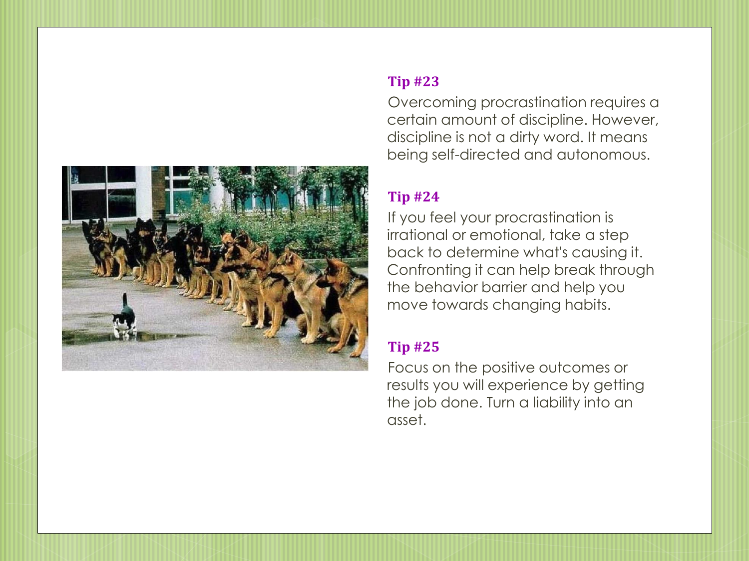### Tip #23

Overcoming procrastination requires a certain amount of discipline. However, discipline is not a dirty word. It means being self-directed and autonomous.

### Tip #24

If you feel your procrastination is irrational or emotional, take a step back to determine what's causing it. Confronting it can help break through the behavior barrier and help you move towards changing habits.

### Tip #25

Focus on the positive outcomes or results you will experience by getting the job done. Turn a liability into an asset.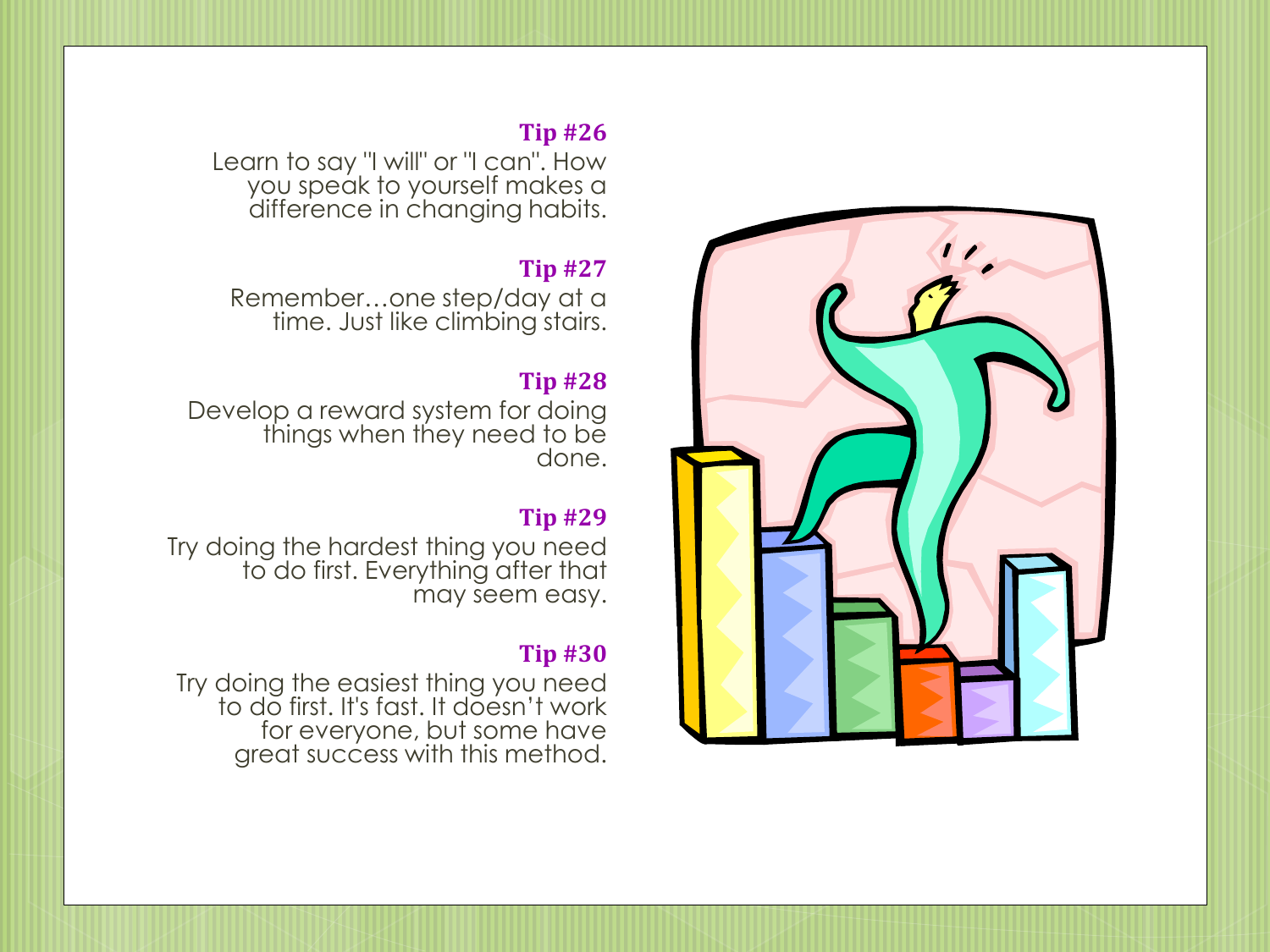**Tip #26**

Learn to say "I will" or "I can". How you speak to yourself makes a difference in changing habits.

**Tip #27**

Remember…one step/day at a time. Just like climbing stairs.

**Tip #28**

Develop a reward system for doing things when they need to be done.

**Tip #29**

Try doing the hardest thing you need to do first. Everything after that may seem easy.

**Tip #30**

Try doing the easiest thing you need to do first. It's fast. It doesn't work for everyone, but some have great success with this method.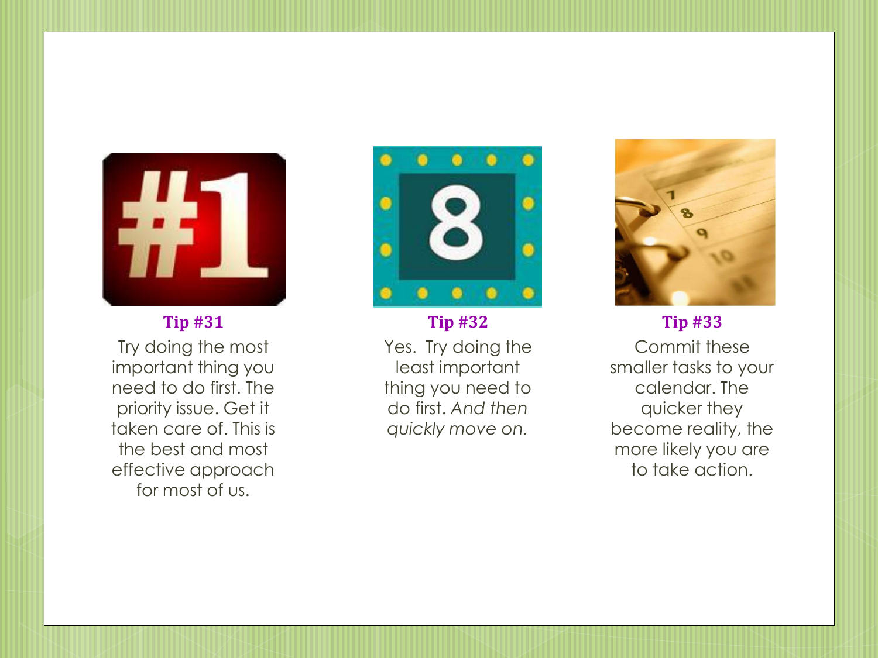**Tip #31**

Try doing the most important thing you need to do first. The priority issue. Get it taken care of. This is the best and most effective approach for most of us.

**Tip #32**

Yes. Try doing the least important thing you need to do first. *And then quickly move on.*

**Tip #33**

Commit these smaller tasks to your calendar. The quicker they become reality, the more likely you are to take action.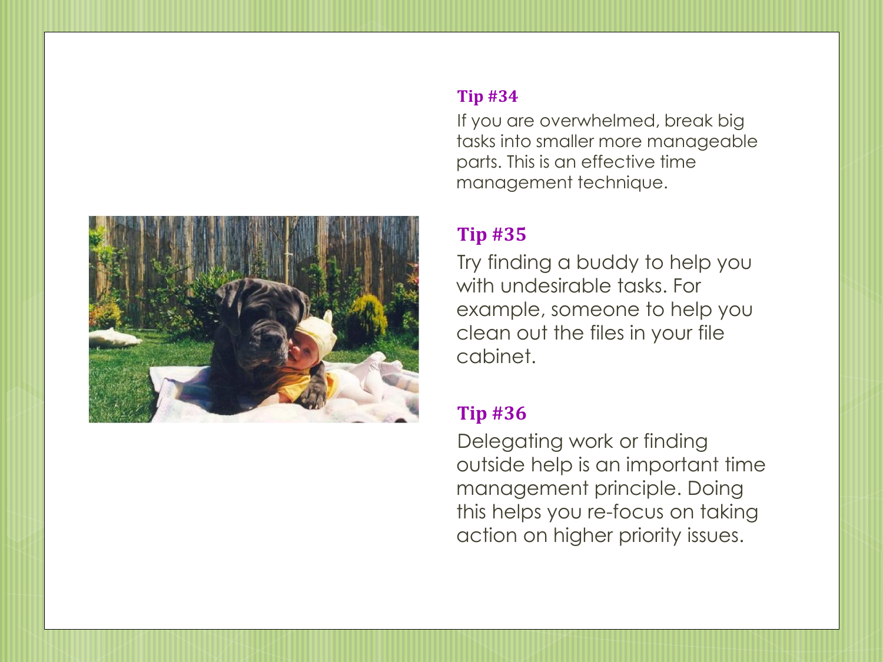### Tip #34

If you are overwhelmed, break big tasks into smaller more manageable parts. This is an effective time management technique.

### Tip #35

Try finding a buddy to help you with undesirable tasks. For example, someone to help you clean out the files in your file cabinet.

### Tip #36

Delegating work or finding outside help is an important time management principle. Doing this helps you re-focus on taking action on higher priority issues.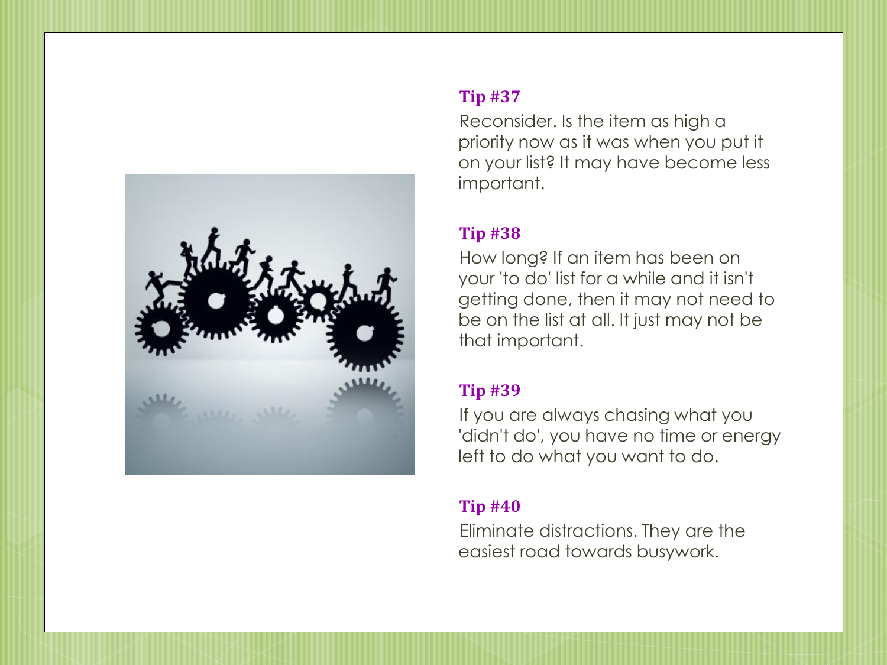**Tip #37**

Reconsider. Is the item as high a priority now as it was when you put it on your list? It may have become less important.

**Tip #38**

How long? If an item has been on your 'to do' list for a while and it isn't getting done, then it may not need to be on the list at all. It just may not be that important.

**Tip #39**

If you are always chasing what you 'didn't do', you have no time or energy left to do what you want to do.

**Tip #40**

Eliminate distractions. They are the easiest road towards busywork.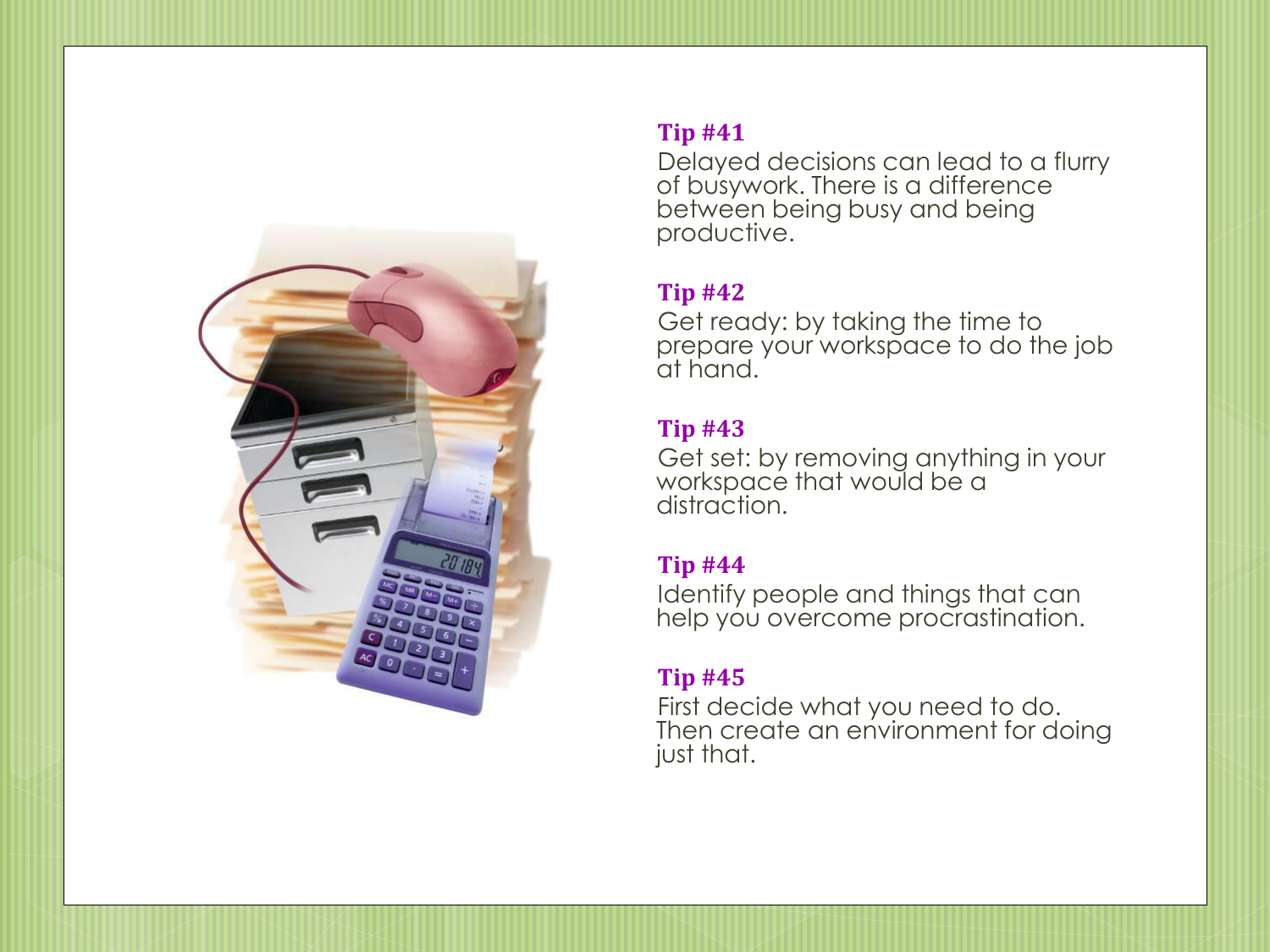**Tip #41**

Delayed decisions can lead to a flurry of busywork. There is a difference between being busy and being productive.

**Tip #42**

Get ready: by taking the time to prepare your workspace to do the job at hand.

**Tip #43**

Get set: by removing anything in your workspace that would be a distraction.

**Tip #44**

Identify people and things that can help you overcome procrastination.

**Tip #45**

First decide what you need to do. Then create an environment for doing just that.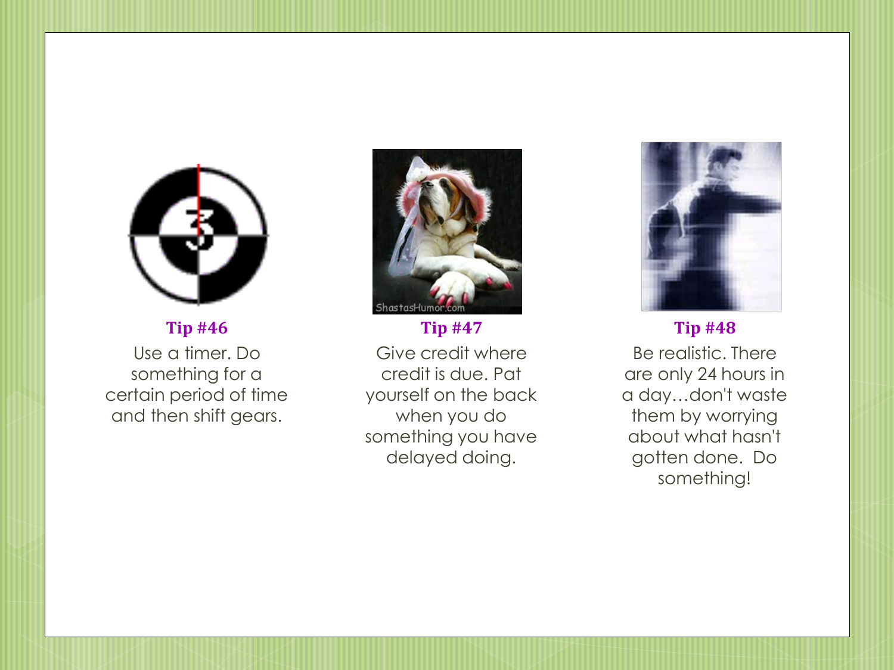**Tip #46**

Use a timer. Do something for a certain period of time and then shift gears.

**Tip #47**

Give credit where credit is due. Pat yourself on the back when you do something you have delayed doing.

**Tip #48**

Be realistic. There are only 24 hours in a day…don't waste them by worrying about what hasn't gotten done. Do something!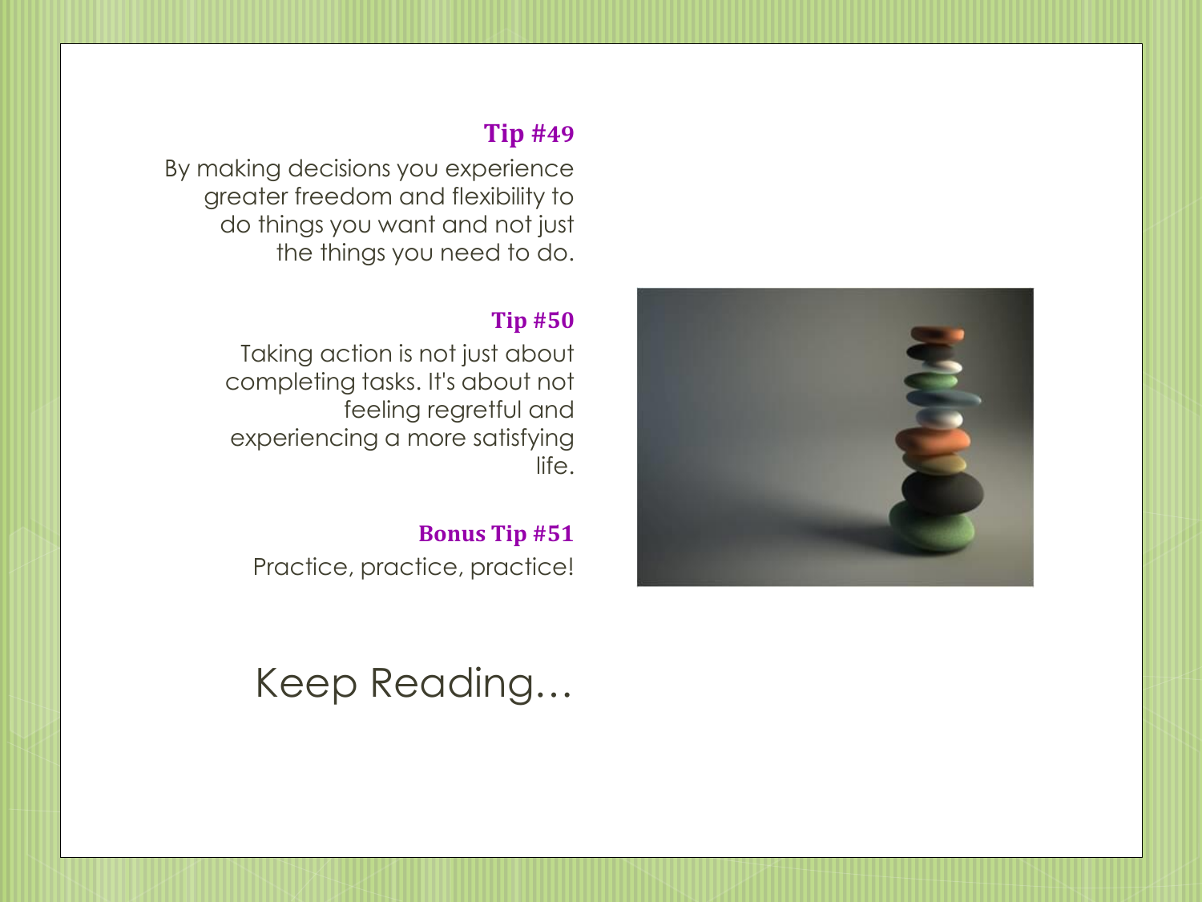### Tip #49

By making decisions you experience greater freedom and flexibility to do things you want and not just the things you need to do.

### Tip #50

Taking action is not just about completing tasks. It's about not feeling regretful and experiencing a more satisfying life.

### Bonus Tip #51

Practice, practice, practice!

Keep Reading…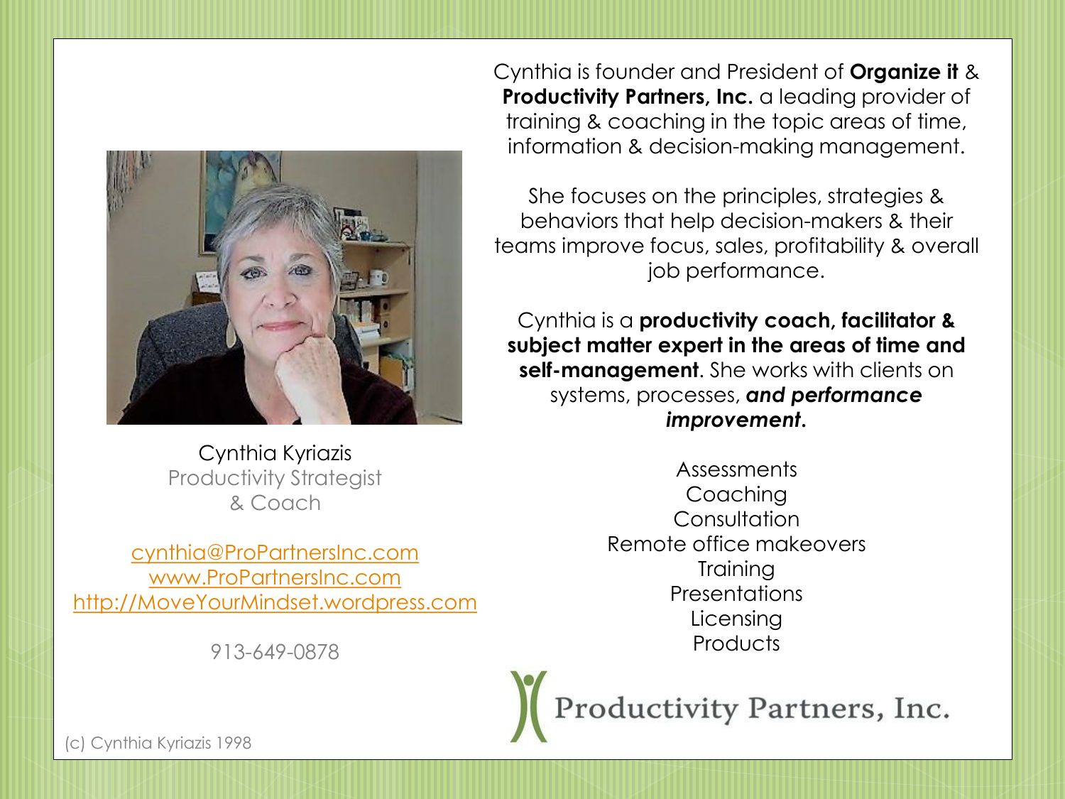Cynthia Kyriazis
Productivity Strategist
& Coach

[cynthia@ProPartnersInc.com](mailto:cynthia@ProPartnersInc.com)
[www.ProPartnersInc.com](http://www.ProPartnersInc.com)
[http://MoveYourMindset.wordpress.com](http://MoveYourMindset.wordpress.com)

913-649-0878

Cynthia is founder and President of **Organize it** & **Productivity Partners, Inc.** a leading provider of training & coaching in the topic areas of time, information & decision-making management.

She focuses on the principles, strategies & behaviors that help decision-makers & their teams improve focus, sales, profitability & overall job performance.

Cynthia is a **productivity coach, facilitator & subject matter expert in the areas of time and self-management**. She works with clients on systems, processes, ***and performance improvement*.**

Assessments
Coaching
Consultation
Remote office makeovers
Training
Presentations
Licensing
Products

Productivity Partners, Inc.

(c) Cynthia Kyriazis 1998